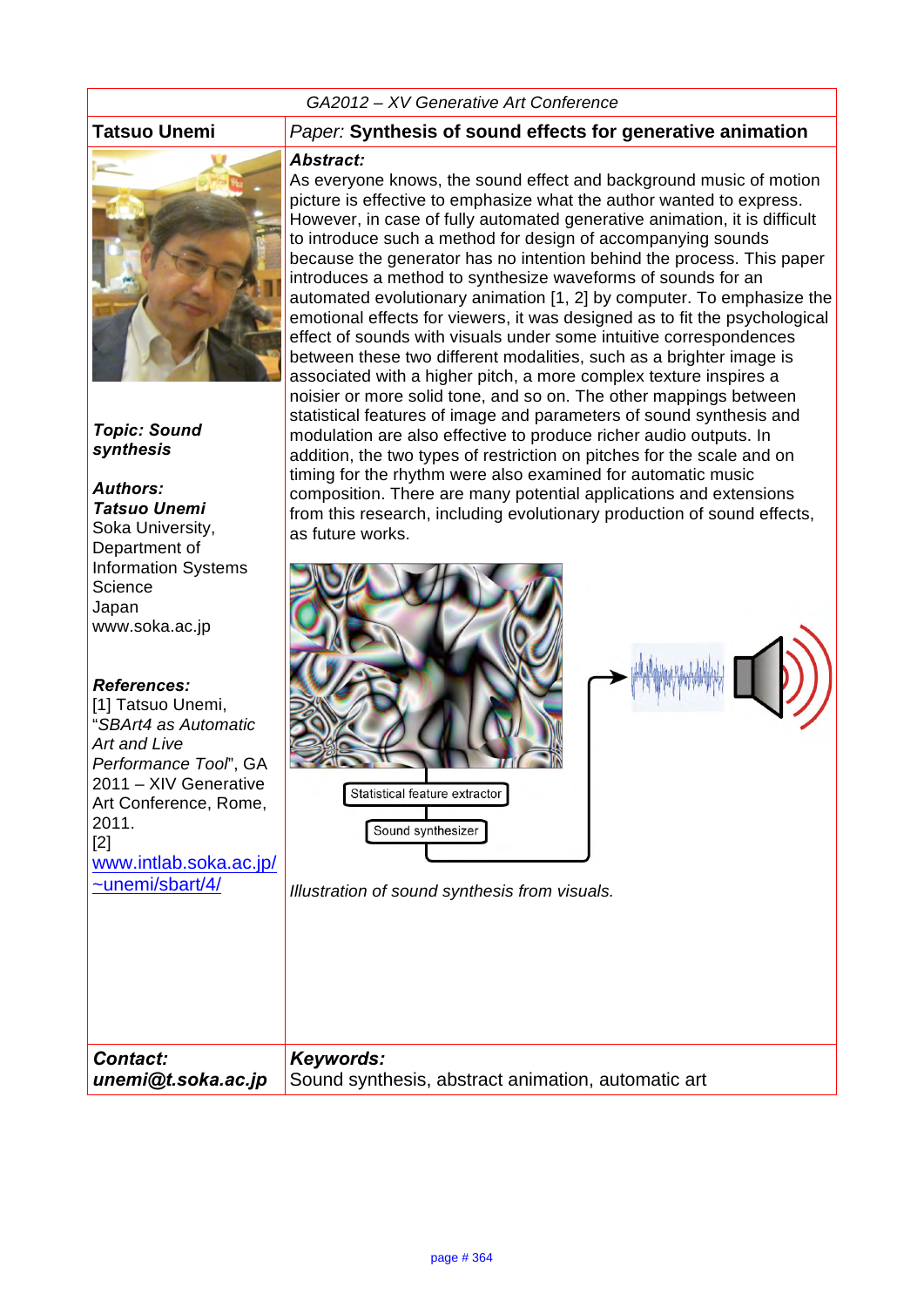GA2012 – XV Generative Art Conference

**Tatsuo Unemi**

*Paper:* **Synthesis of sound effects for generative animation**

***Topic: Sound synthesis***

***Authors:***
***Tatsuo Unemi***
Soka University,
Department of Information Systems Science
Japan
www.soka.ac.jp

***References:***
[1] Tatsuo Unemi, "*SBArt4 as Automatic Art and Live Performance Tool*", GA 2011 – XIV Generative Art Conference, Rome, 2011.
[2] www.intlab.soka.ac.jp/~unemi/sbart/4/

***Abstract:***

As everyone knows, the sound effect and background music of motion picture is effective to emphasize what the author wanted to express. However, in case of fully automated generative animation, it is difficult to introduce such a method for design of accompanying sounds because the generator has no intention behind the process. This paper introduces a method to synthesize waveforms of sounds for an automated evolutionary animation [1, 2] by computer. To emphasize the emotional effects for viewers, it was designed as to fit the psychological effect of sounds with visuals under some intuitive correspondences between these two different modalities, such as a brighter image is associated with a higher pitch, a more complex texture inspires a noisier or more solid tone, and so on. The other mappings between statistical features of image and parameters of sound synthesis and modulation are also effective to produce richer audio outputs. In addition, the two types of restriction on pitches for the scale and on timing for the rhythm were also examined for automatic music composition. There are many potential applications and extensions from this research, including evolutionary production of sound effects, as future works.

*Illustration of sound synthesis from visuals.*

***Contact:***
***unemi@t.soka.ac.jp***

***Keywords:***
Sound synthesis, abstract animation, automatic art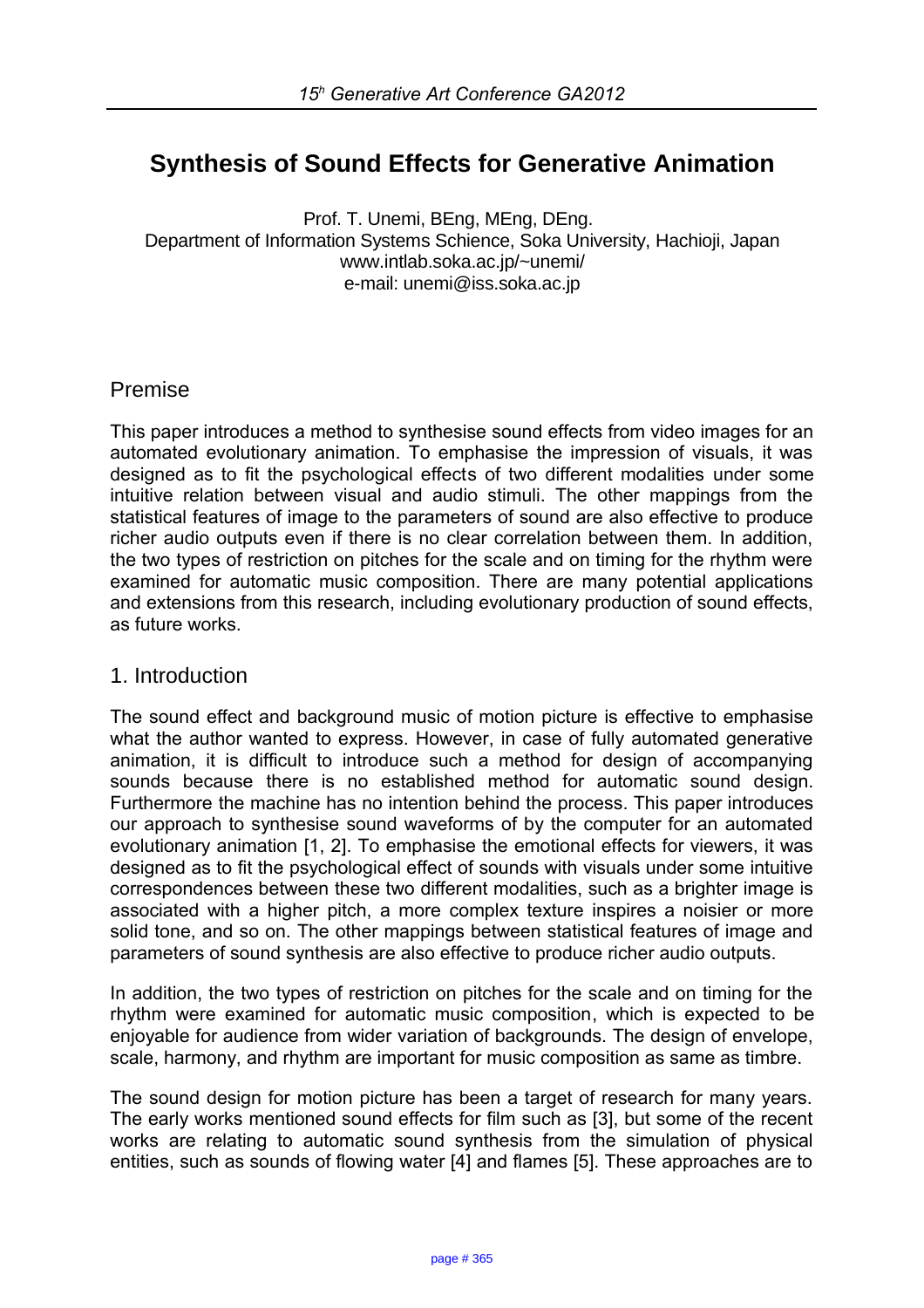# Synthesis of Sound Effects for Generative Animation

Prof. T. Unemi, BEng, MEng, DEng.
Department of Information Systems Schience, Soka University, Hachioji, Japan
www.intlab.soka.ac.jp/~unemi/
e-mail: unemi@iss.soka.ac.jp

## Premise

This paper introduces a method to synthesise sound effects from video images for an automated evolutionary animation. To emphasise the impression of visuals, it was designed as to fit the psychological effects of two different modalities under some intuitive relation between visual and audio stimuli. The other mappings from the statistical features of image to the parameters of sound are also effective to produce richer audio outputs even if there is no clear correlation between them. In addition, the two types of restriction on pitches for the scale and on timing for the rhythm were examined for automatic music composition. There are many potential applications and extensions from this research, including evolutionary production of sound effects, as future works.

## 1. Introduction

The sound effect and background music of motion picture is effective to emphasise what the author wanted to express. However, in case of fully automated generative animation, it is difficult to introduce such a method for design of accompanying sounds because there is no established method for automatic sound design. Furthermore the machine has no intention behind the process. This paper introduces our approach to synthesise sound waveforms of by the computer for an automated evolutionary animation [1, 2]. To emphasise the emotional effects for viewers, it was designed as to fit the psychological effect of sounds with visuals under some intuitive correspondences between these two different modalities, such as a brighter image is associated with a higher pitch, a more complex texture inspires a noisier or more solid tone, and so on. The other mappings between statistical features of image and parameters of sound synthesis are also effective to produce richer audio outputs.

In addition, the two types of restriction on pitches for the scale and on timing for the rhythm were examined for automatic music composition, which is expected to be enjoyable for audience from wider variation of backgrounds. The design of envelope, scale, harmony, and rhythm are important for music composition as same as timbre.

The sound design for motion picture has been a target of research for many years. The early works mentioned sound effects for film such as [3], but some of the recent works are relating to automatic sound synthesis from the simulation of physical entities, such as sounds of flowing water [4] and flames [5]. These approaches are to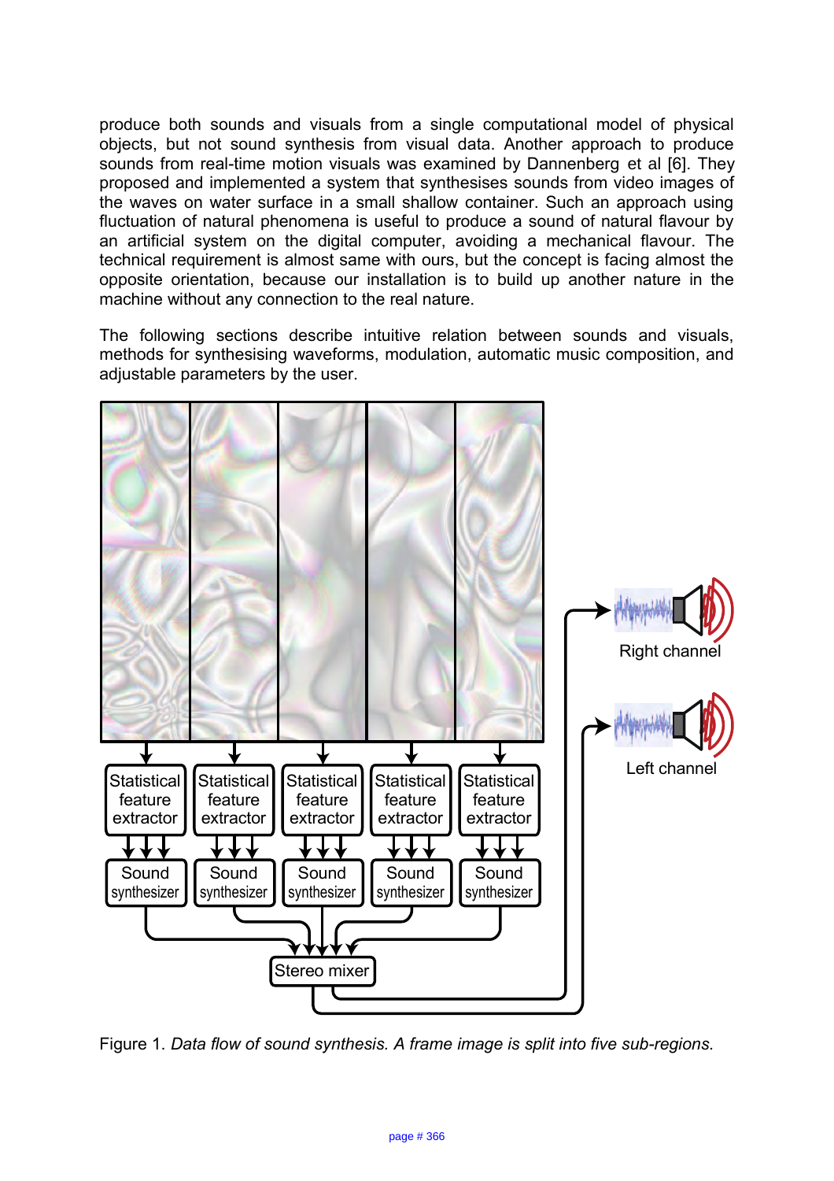produce both sounds and visuals from a single computational model of physical objects, but not sound synthesis from visual data. Another approach to produce sounds from real-time motion visuals was examined by Dannenberg et al [6]. They proposed and implemented a system that synthesises sounds from video images of the waves on water surface in a small shallow container. Such an approach using fluctuation of natural phenomena is useful to produce a sound of natural flavour by an artificial system on the digital computer, avoiding a mechanical flavour. The technical requirement is almost same with ours, but the concept is facing almost the opposite orientation, because our installation is to build up another nature in the machine without any connection to the real nature.

The following sections describe intuitive relation between sounds and visuals, methods for synthesising waveforms, modulation, automatic music composition, and adjustable parameters by the user.

Figure 1. *Data flow of sound synthesis. A frame image is split into five sub-regions.*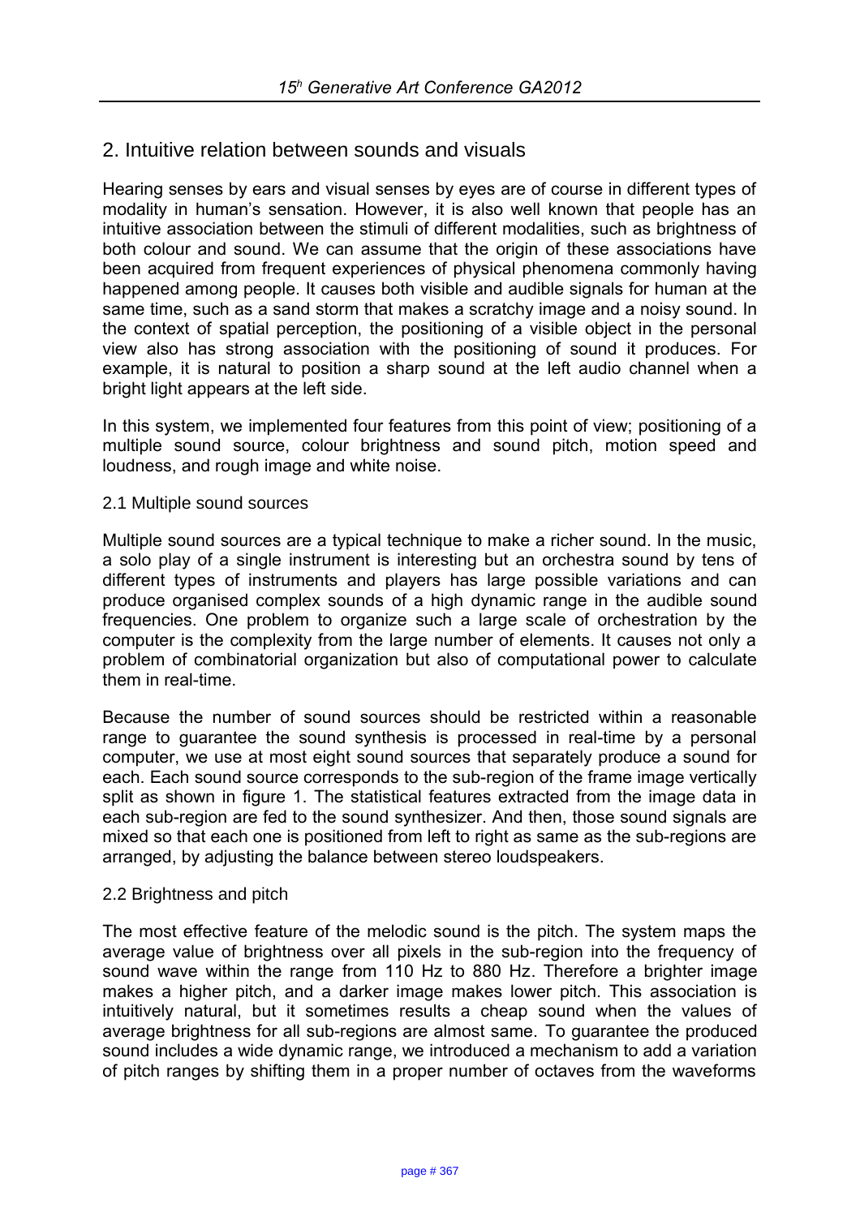## 2. Intuitive relation between sounds and visuals

Hearing senses by ears and visual senses by eyes are of course in different types of modality in human's sensation. However, it is also well known that people has an intuitive association between the stimuli of different modalities, such as brightness of both colour and sound. We can assume that the origin of these associations have been acquired from frequent experiences of physical phenomena commonly having happened among people. It causes both visible and audible signals for human at the same time, such as a sand storm that makes a scratchy image and a noisy sound. In the context of spatial perception, the positioning of a visible object in the personal view also has strong association with the positioning of sound it produces. For example, it is natural to position a sharp sound at the left audio channel when a bright light appears at the left side.

In this system, we implemented four features from this point of view; positioning of a multiple sound source, colour brightness and sound pitch, motion speed and loudness, and rough image and white noise.

### 2.1 Multiple sound sources

Multiple sound sources are a typical technique to make a richer sound. In the music, a solo play of a single instrument is interesting but an orchestra sound by tens of different types of instruments and players has large possible variations and can produce organised complex sounds of a high dynamic range in the audible sound frequencies. One problem to organize such a large scale of orchestration by the computer is the complexity from the large number of elements. It causes not only a problem of combinatorial organization but also of computational power to calculate them in real-time.

Because the number of sound sources should be restricted within a reasonable range to guarantee the sound synthesis is processed in real-time by a personal computer, we use at most eight sound sources that separately produce a sound for each. Each sound source corresponds to the sub-region of the frame image vertically split as shown in figure 1. The statistical features extracted from the image data in each sub-region are fed to the sound synthesizer. And then, those sound signals are mixed so that each one is positioned from left to right as same as the sub-regions are arranged, by adjusting the balance between stereo loudspeakers.

### 2.2 Brightness and pitch

The most effective feature of the melodic sound is the pitch. The system maps the average value of brightness over all pixels in the sub-region into the frequency of sound wave within the range from 110 Hz to 880 Hz. Therefore a brighter image makes a higher pitch, and a darker image makes lower pitch. This association is intuitively natural, but it sometimes results a cheap sound when the values of average brightness for all sub-regions are almost same. To guarantee the produced sound includes a wide dynamic range, we introduced a mechanism to add a variation of pitch ranges by shifting them in a proper number of octaves from the waveforms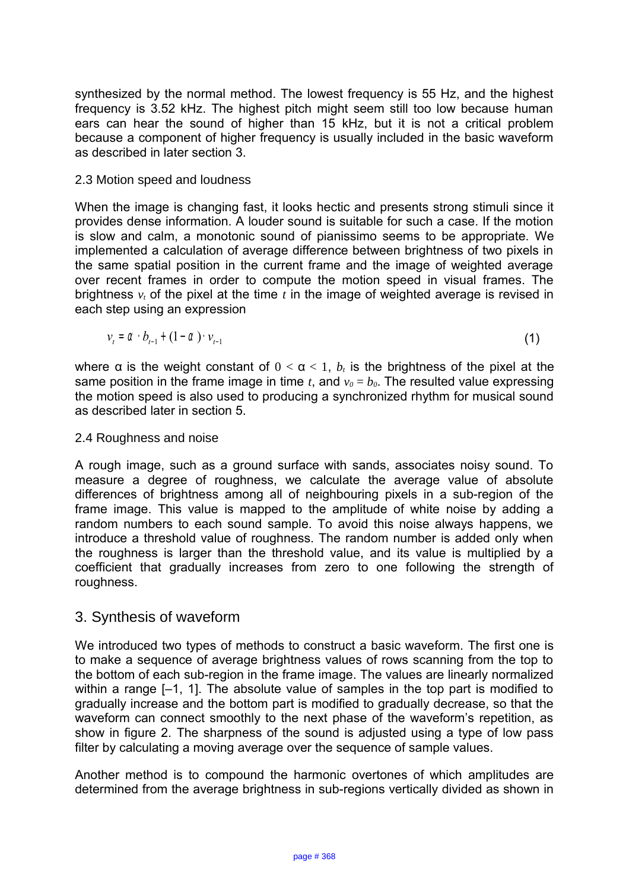synthesized by the normal method. The lowest frequency is 55 Hz, and the highest frequency is 3.52 kHz. The highest pitch might seem still too low because human ears can hear the sound of higher than 15 kHz, but it is not a critical problem because a component of higher frequency is usually included in the basic waveform as described in later section 3.

### 2.3 Motion speed and loudness

When the image is changing fast, it looks hectic and presents strong stimuli since it provides dense information. A louder sound is suitable for such a case. If the motion is slow and calm, a monotonic sound of pianissimo seems to be appropriate. We implemented a calculation of average difference between brightness of two pixels in the same spatial position in the current frame and the image of weighted average over recent frames in order to compute the motion speed in visual frames. The brightness $v_t$ of the pixel at the time $t$ in the image of weighted average is revised in each step using an expression

$$v_t = \alpha \cdot b_{t-1} + (1 - \alpha) \cdot v_{t-1} \tag{1}$$

where α is the weight constant of $0 < \alpha < 1$, $b_t$ is the brightness of the pixel at the same position in the frame image in time $t$, and $v_0 = b_0$. The resulted value expressing the motion speed is also used to producing a synchronized rhythm for musical sound as described later in section 5.

### 2.4 Roughness and noise

A rough image, such as a ground surface with sands, associates noisy sound. To measure a degree of roughness, we calculate the average value of absolute differences of brightness among all of neighbouring pixels in a sub-region of the frame image. This value is mapped to the amplitude of white noise by adding a random numbers to each sound sample. To avoid this noise always happens, we introduce a threshold value of roughness. The random number is added only when the roughness is larger than the threshold value, and its value is multiplied by a coefficient that gradually increases from zero to one following the strength of roughness.

## 3. Synthesis of waveform

We introduced two types of methods to construct a basic waveform. The first one is to make a sequence of average brightness values of rows scanning from the top to the bottom of each sub-region in the frame image. The values are linearly normalized within a range [–1, 1]. The absolute value of samples in the top part is modified to gradually increase and the bottom part is modified to gradually decrease, so that the waveform can connect smoothly to the next phase of the waveform's repetition, as show in figure 2. The sharpness of the sound is adjusted using a type of low pass filter by calculating a moving average over the sequence of sample values.

Another method is to compound the harmonic overtones of which amplitudes are determined from the average brightness in sub-regions vertically divided as shown in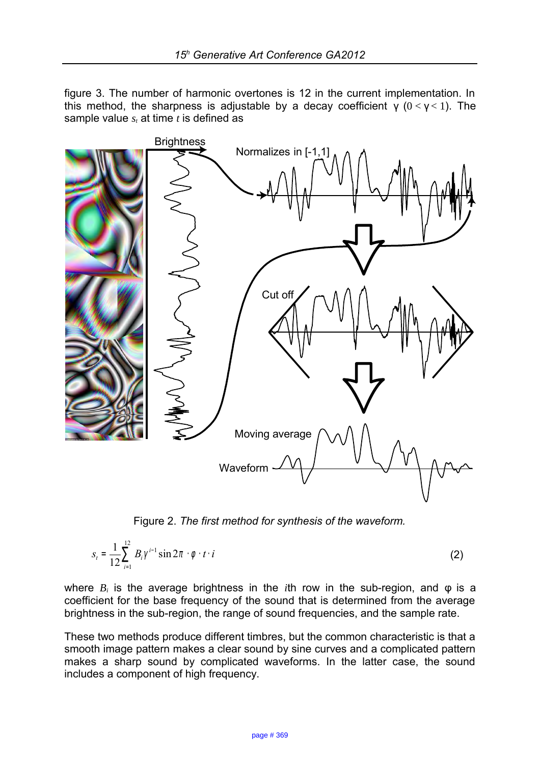figure 3. The number of harmonic overtones is 12 in the current implementation. In this method, the sharpness is adjustable by a decay coefficient γ ($0 < \gamma < 1$). The sample value $s_t$ at time $t$ is defined as

Figure 2. *The first method for synthesis of the waveform.*

$$s_t = \frac{1}{12}\sum_{i=1}^{12} B_i \gamma^{i-1} \sin 2\pi \cdot \varphi \cdot t \cdot i \qquad (2)$$

where $B_i$ is the average brightness in the $i$th row in the sub-region, and φ is a coefficient for the base frequency of the sound that is determined from the average brightness in the sub-region, the range of sound frequencies, and the sample rate.

These two methods produce different timbres, but the common characteristic is that a smooth image pattern makes a clear sound by sine curves and a complicated pattern makes a sharp sound by complicated waveforms. In the latter case, the sound includes a component of high frequency.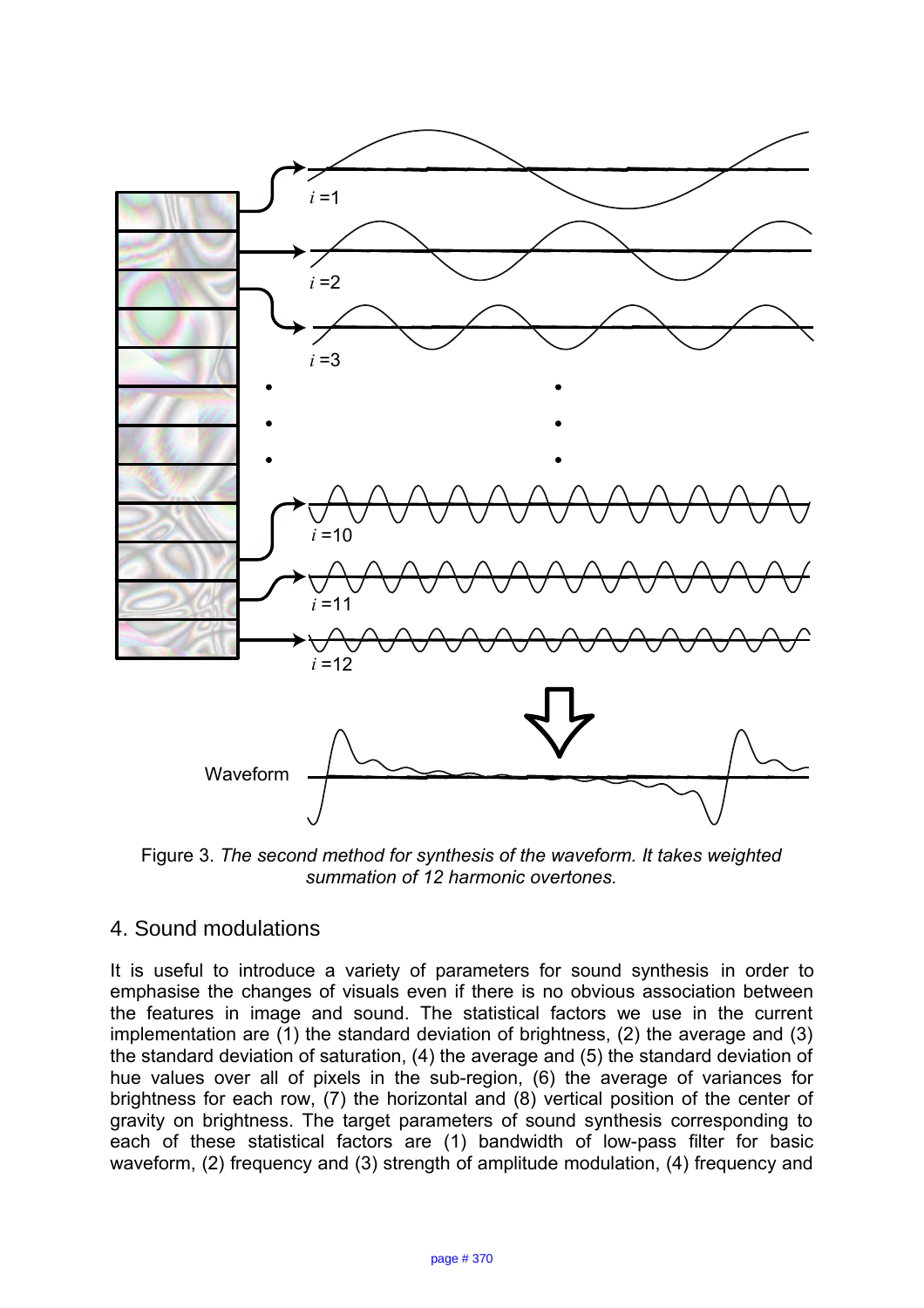Figure 3. *The second method for synthesis of the waveform. It takes weighted summation of 12 harmonic overtones.*

## 4. Sound modulations

It is useful to introduce a variety of parameters for sound synthesis in order to emphasise the changes of visuals even if there is no obvious association between the features in image and sound. The statistical factors we use in the current implementation are (1) the standard deviation of brightness, (2) the average and (3) the standard deviation of saturation, (4) the average and (5) the standard deviation of hue values over all of pixels in the sub-region, (6) the average of variances for brightness for each row, (7) the horizontal and (8) vertical position of the center of gravity on brightness. The target parameters of sound synthesis corresponding to each of these statistical factors are (1) bandwidth of low-pass filter for basic waveform, (2) frequency and (3) strength of amplitude modulation, (4) frequency and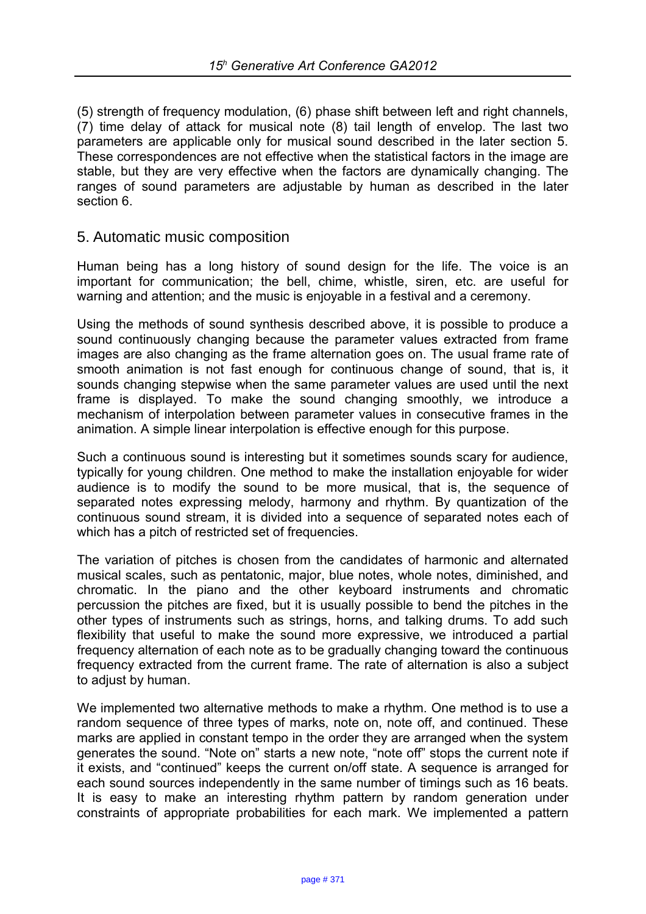(5) strength of frequency modulation, (6) phase shift between left and right channels, (7) time delay of attack for musical note (8) tail length of envelop. The last two parameters are applicable only for musical sound described in the later section 5. These correspondences are not effective when the statistical factors in the image are stable, but they are very effective when the factors are dynamically changing. The ranges of sound parameters are adjustable by human as described in the later section 6.

## 5. Automatic music composition

Human being has a long history of sound design for the life. The voice is an important for communication; the bell, chime, whistle, siren, etc. are useful for warning and attention; and the music is enjoyable in a festival and a ceremony.

Using the methods of sound synthesis described above, it is possible to produce a sound continuously changing because the parameter values extracted from frame images are also changing as the frame alternation goes on. The usual frame rate of smooth animation is not fast enough for continuous change of sound, that is, it sounds changing stepwise when the same parameter values are used until the next frame is displayed. To make the sound changing smoothly, we introduce a mechanism of interpolation between parameter values in consecutive frames in the animation. A simple linear interpolation is effective enough for this purpose.

Such a continuous sound is interesting but it sometimes sounds scary for audience, typically for young children. One method to make the installation enjoyable for wider audience is to modify the sound to be more musical, that is, the sequence of separated notes expressing melody, harmony and rhythm. By quantization of the continuous sound stream, it is divided into a sequence of separated notes each of which has a pitch of restricted set of frequencies.

The variation of pitches is chosen from the candidates of harmonic and alternated musical scales, such as pentatonic, major, blue notes, whole notes, diminished, and chromatic. In the piano and the other keyboard instruments and chromatic percussion the pitches are fixed, but it is usually possible to bend the pitches in the other types of instruments such as strings, horns, and talking drums. To add such flexibility that useful to make the sound more expressive, we introduced a partial frequency alternation of each note as to be gradually changing toward the continuous frequency extracted from the current frame. The rate of alternation is also a subject to adjust by human.

We implemented two alternative methods to make a rhythm. One method is to use a random sequence of three types of marks, note on, note off, and continued. These marks are applied in constant tempo in the order they are arranged when the system generates the sound. "Note on" starts a new note, "note off" stops the current note if it exists, and "continued" keeps the current on/off state. A sequence is arranged for each sound sources independently in the same number of timings such as 16 beats. It is easy to make an interesting rhythm pattern by random generation under constraints of appropriate probabilities for each mark. We implemented a pattern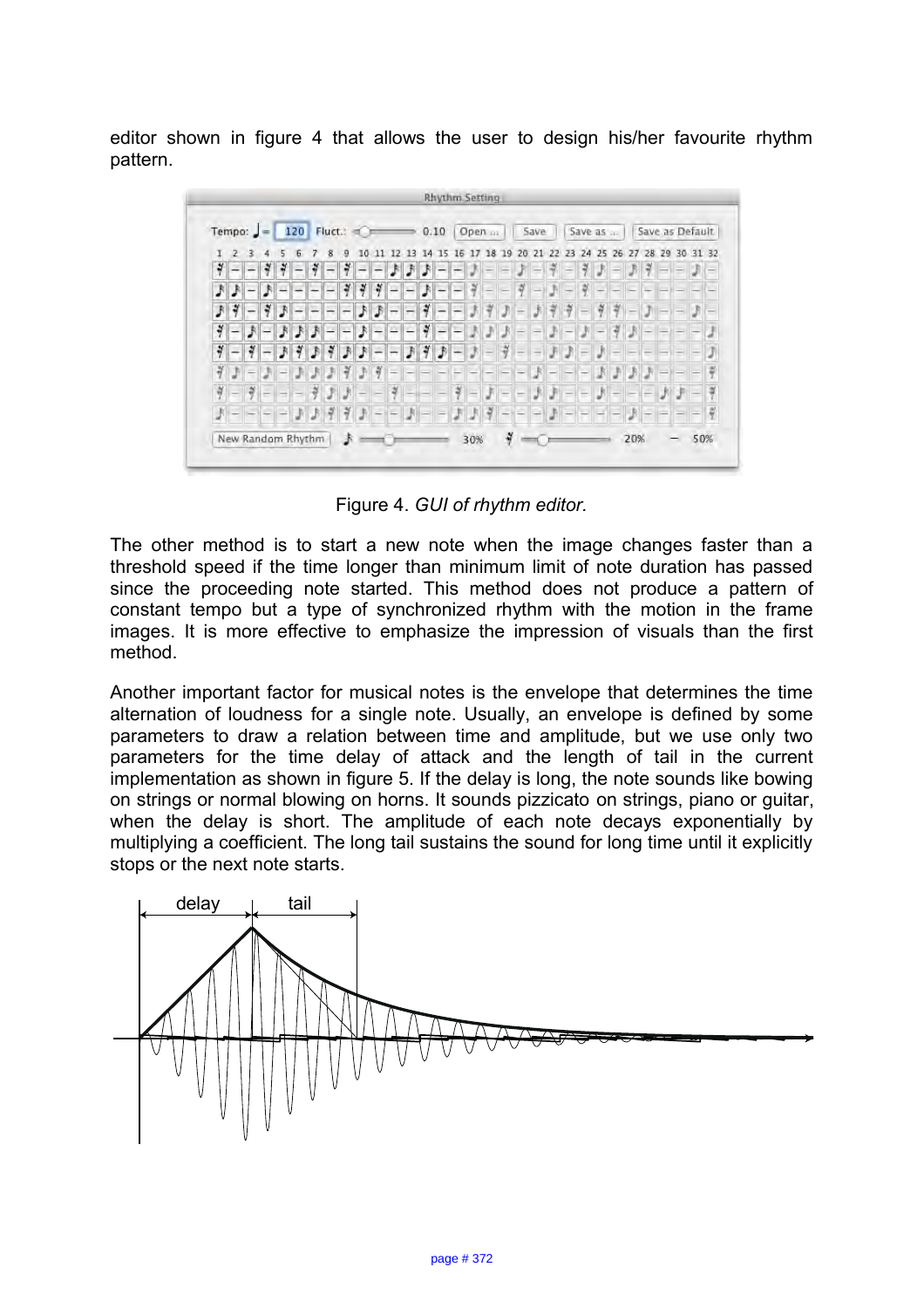editor shown in figure 4 that allows the user to design his/her favourite rhythm pattern.

Figure 4. *GUI of rhythm editor.*

The other method is to start a new note when the image changes faster than a threshold speed if the time longer than minimum limit of note duration has passed since the proceeding note started. This method does not produce a pattern of constant tempo but a type of synchronized rhythm with the motion in the frame images. It is more effective to emphasize the impression of visuals than the first method.

Another important factor for musical notes is the envelope that determines the time alternation of loudness for a single note. Usually, an envelope is defined by some parameters to draw a relation between time and amplitude, but we use only two parameters for the time delay of attack and the length of tail in the current implementation as shown in figure 5. If the delay is long, the note sounds like bowing on strings or normal blowing on horns. It sounds pizzicato on strings, piano or guitar, when the delay is short. The amplitude of each note decays exponentially by multiplying a coefficient. The long tail sustains the sound for long time until it explicitly stops or the next note starts.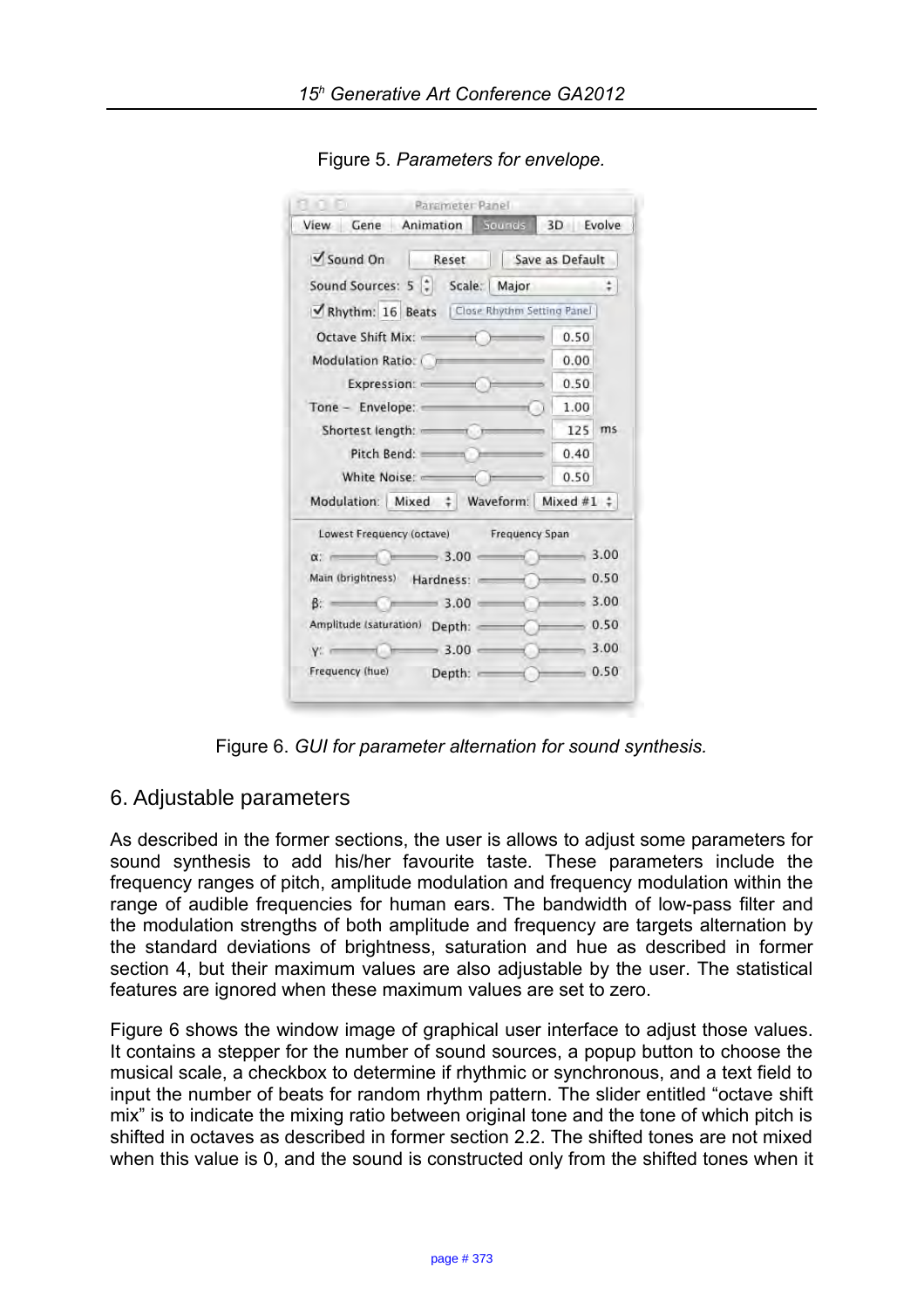Figure 5. *Parameters for envelope.*

Figure 6. *GUI for parameter alternation for sound synthesis.*

## 6. Adjustable parameters

As described in the former sections, the user is allows to adjust some parameters for sound synthesis to add his/her favourite taste. These parameters include the frequency ranges of pitch, amplitude modulation and frequency modulation within the range of audible frequencies for human ears. The bandwidth of low-pass filter and the modulation strengths of both amplitude and frequency are targets alternation by the standard deviations of brightness, saturation and hue as described in former section 4, but their maximum values are also adjustable by the user. The statistical features are ignored when these maximum values are set to zero.

Figure 6 shows the window image of graphical user interface to adjust those values. It contains a stepper for the number of sound sources, a popup button to choose the musical scale, a checkbox to determine if rhythmic or synchronous, and a text field to input the number of beats for random rhythm pattern. The slider entitled “octave shift mix” is to indicate the mixing ratio between original tone and the tone of which pitch is shifted in octaves as described in former section 2.2. The shifted tones are not mixed when this value is 0, and the sound is constructed only from the shifted tones when it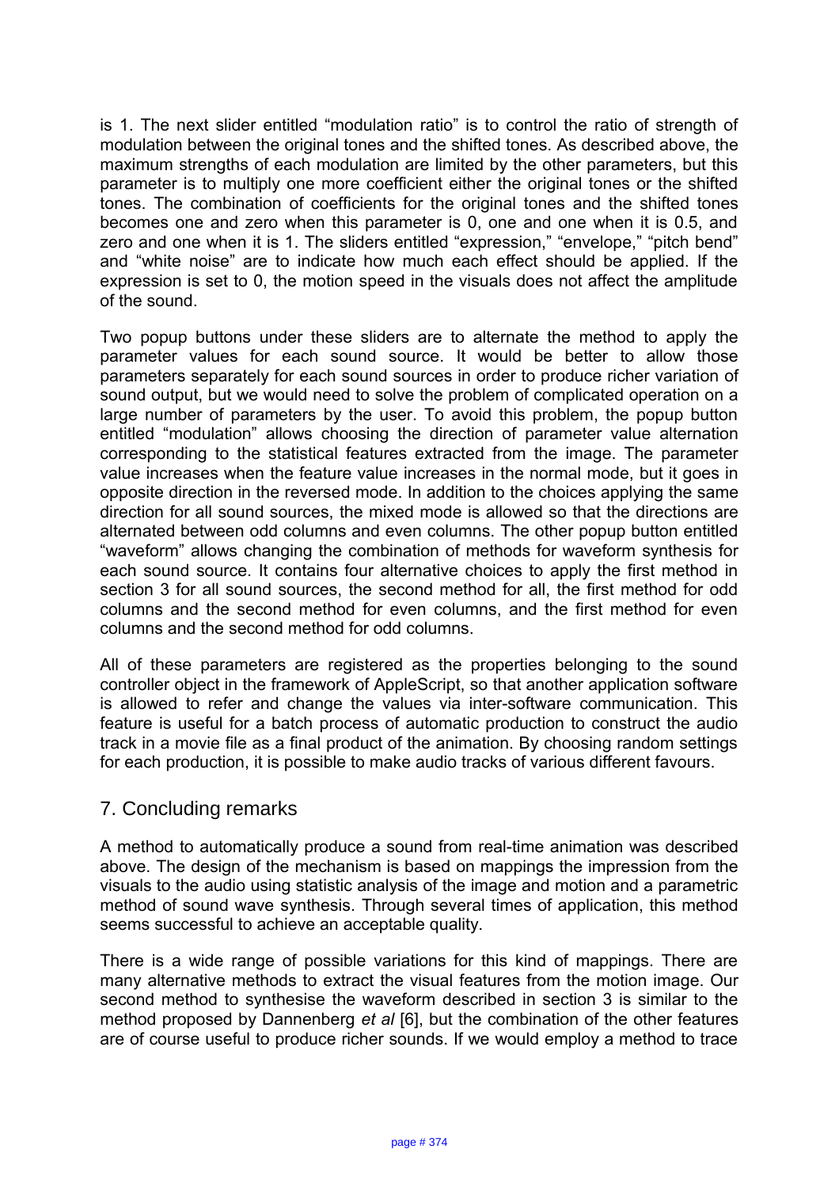is 1. The next slider entitled "modulation ratio" is to control the ratio of strength of modulation between the original tones and the shifted tones. As described above, the maximum strengths of each modulation are limited by the other parameters, but this parameter is to multiply one more coefficient either the original tones or the shifted tones. The combination of coefficients for the original tones and the shifted tones becomes one and zero when this parameter is 0, one and one when it is 0.5, and zero and one when it is 1. The sliders entitled "expression," "envelope," "pitch bend" and "white noise" are to indicate how much each effect should be applied. If the expression is set to 0, the motion speed in the visuals does not affect the amplitude of the sound.

Two popup buttons under these sliders are to alternate the method to apply the parameter values for each sound source. It would be better to allow those parameters separately for each sound sources in order to produce richer variation of sound output, but we would need to solve the problem of complicated operation on a large number of parameters by the user. To avoid this problem, the popup button entitled "modulation" allows choosing the direction of parameter value alternation corresponding to the statistical features extracted from the image. The parameter value increases when the feature value increases in the normal mode, but it goes in opposite direction in the reversed mode. In addition to the choices applying the same direction for all sound sources, the mixed mode is allowed so that the directions are alternated between odd columns and even columns. The other popup button entitled "waveform" allows changing the combination of methods for waveform synthesis for each sound source. It contains four alternative choices to apply the first method in section 3 for all sound sources, the second method for all, the first method for odd columns and the second method for even columns, and the first method for even columns and the second method for odd columns.

All of these parameters are registered as the properties belonging to the sound controller object in the framework of AppleScript, so that another application software is allowed to refer and change the values via inter-software communication. This feature is useful for a batch process of automatic production to construct the audio track in a movie file as a final product of the animation. By choosing random settings for each production, it is possible to make audio tracks of various different favours.

## 7. Concluding remarks

A method to automatically produce a sound from real-time animation was described above. The design of the mechanism is based on mappings the impression from the visuals to the audio using statistic analysis of the image and motion and a parametric method of sound wave synthesis. Through several times of application, this method seems successful to achieve an acceptable quality.

There is a wide range of possible variations for this kind of mappings. There are many alternative methods to extract the visual features from the motion image. Our second method to synthesise the waveform described in section 3 is similar to the method proposed by Dannenberg *et al* [6], but the combination of the other features are of course useful to produce richer sounds. If we would employ a method to trace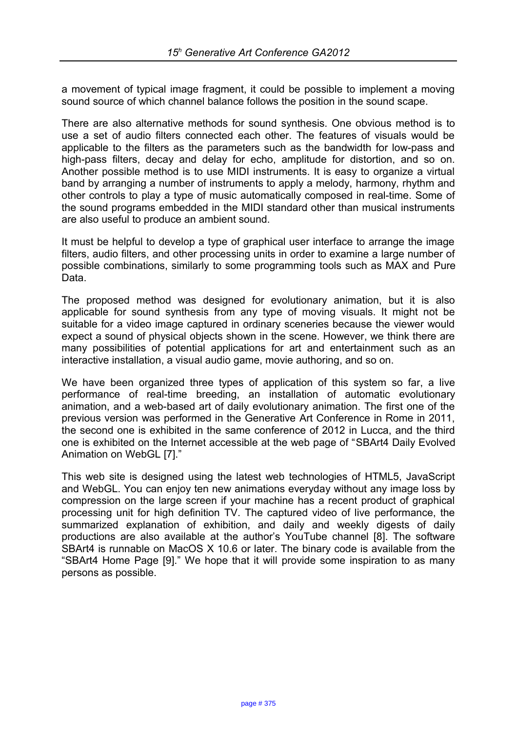a movement of typical image fragment, it could be possible to implement a moving sound source of which channel balance follows the position in the sound scape.

There are also alternative methods for sound synthesis. One obvious method is to use a set of audio filters connected each other. The features of visuals would be applicable to the filters as the parameters such as the bandwidth for low-pass and high-pass filters, decay and delay for echo, amplitude for distortion, and so on. Another possible method is to use MIDI instruments. It is easy to organize a virtual band by arranging a number of instruments to apply a melody, harmony, rhythm and other controls to play a type of music automatically composed in real-time. Some of the sound programs embedded in the MIDI standard other than musical instruments are also useful to produce an ambient sound.

It must be helpful to develop a type of graphical user interface to arrange the image filters, audio filters, and other processing units in order to examine a large number of possible combinations, similarly to some programming tools such as MAX and Pure Data.

The proposed method was designed for evolutionary animation, but it is also applicable for sound synthesis from any type of moving visuals. It might not be suitable for a video image captured in ordinary sceneries because the viewer would expect a sound of physical objects shown in the scene. However, we think there are many possibilities of potential applications for art and entertainment such as an interactive installation, a visual audio game, movie authoring, and so on.

We have been organized three types of application of this system so far, a live performance of real-time breeding, an installation of automatic evolutionary animation, and a web-based art of daily evolutionary animation. The first one of the previous version was performed in the Generative Art Conference in Rome in 2011, the second one is exhibited in the same conference of 2012 in Lucca, and the third one is exhibited on the Internet accessible at the web page of "SBArt4 Daily Evolved Animation on WebGL [7]."

This web site is designed using the latest web technologies of HTML5, JavaScript and WebGL. You can enjoy ten new animations everyday without any image loss by compression on the large screen if your machine has a recent product of graphical processing unit for high definition TV. The captured video of live performance, the summarized explanation of exhibition, and daily and weekly digests of daily productions are also available at the author's YouTube channel [8]. The software SBArt4 is runnable on MacOS X 10.6 or later. The binary code is available from the "SBArt4 Home Page [9]." We hope that it will provide some inspiration to as many persons as possible.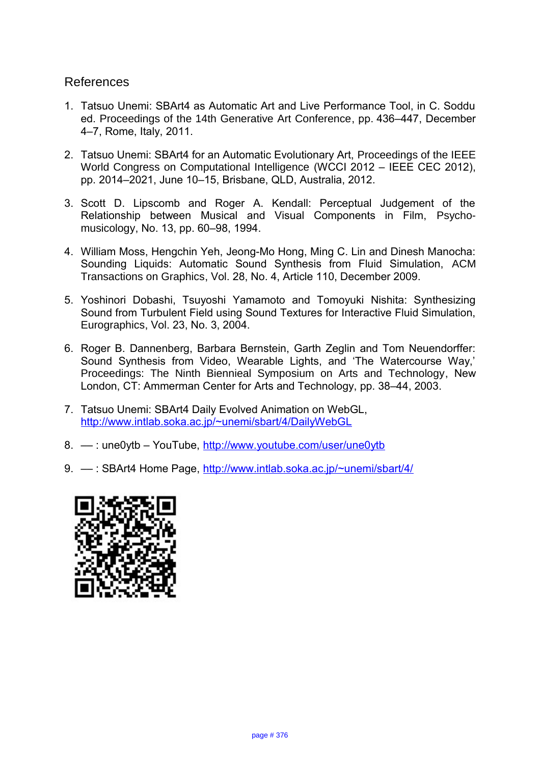## References

1. Tatsuo Unemi: SBArt4 as Automatic Art and Live Performance Tool, in C. Soddu ed. Proceedings of the 14th Generative Art Conference, pp. 436–447, December 4–7, Rome, Italy, 2011.

2. Tatsuo Unemi: SBArt4 for an Automatic Evolutionary Art, Proceedings of the IEEE World Congress on Computational Intelligence (WCCI 2012 – IEEE CEC 2012), pp. 2014–2021, June 10–15, Brisbane, QLD, Australia, 2012.

3. Scott D. Lipscomb and Roger A. Kendall: Perceptual Judgement of the Relationship between Musical and Visual Components in Film, Psychomusicology, No. 13, pp. 60–98, 1994.

4. William Moss, Hengchin Yeh, Jeong-Mo Hong, Ming C. Lin and Dinesh Manocha: Sounding Liquids: Automatic Sound Synthesis from Fluid Simulation, ACM Transactions on Graphics, Vol. 28, No. 4, Article 110, December 2009.

5. Yoshinori Dobashi, Tsuyoshi Yamamoto and Tomoyuki Nishita: Synthesizing Sound from Turbulent Field using Sound Textures for Interactive Fluid Simulation, Eurographics, Vol. 23, No. 3, 2004.

6. Roger B. Dannenberg, Barbara Bernstein, Garth Zeglin and Tom Neuendorffer: Sound Synthesis from Video, Wearable Lights, and 'The Watercourse Way,' Proceedings: The Ninth Biennieal Symposium on Arts and Technology, New London, CT: Ammerman Center for Arts and Technology, pp. 38–44, 2003.

7. Tatsuo Unemi: SBArt4 Daily Evolved Animation on WebGL, http://www.intlab.soka.ac.jp/~unemi/sbart/4/DailyWebGL

8. — : une0ytb – YouTube, http://www.youtube.com/user/une0ytb

9. — : SBArt4 Home Page, http://www.intlab.soka.ac.jp/~unemi/sbart/4/